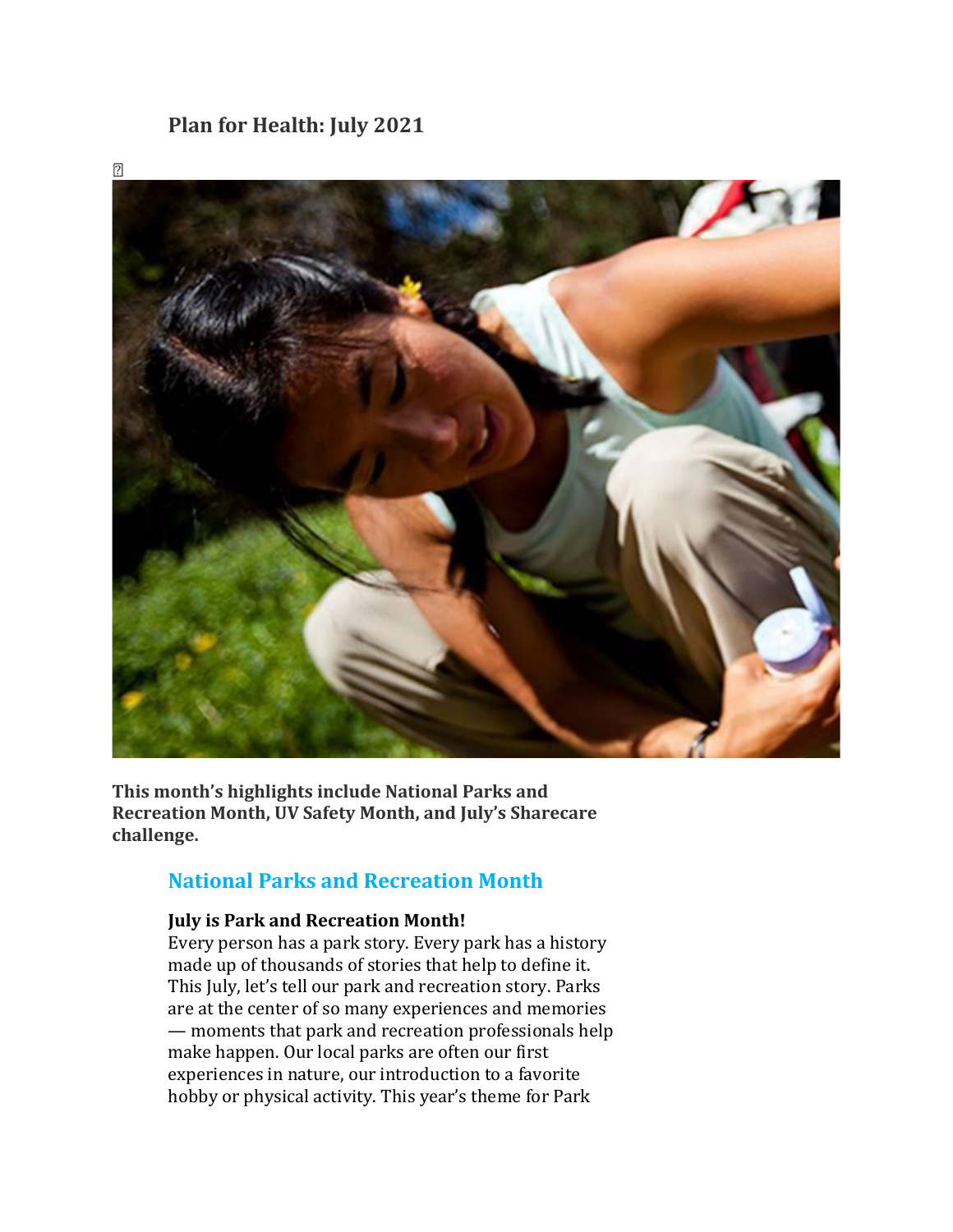# Plan for Health: July 2021

**This month's highlights include National Parks and Recreation Month, UV Safety Month, and July's Sharecare challenge.**

## National Parks and Recreation Month

**July is Park and Recreation Month!**
Every person has a park story. Every park has a history made up of thousands of stories that help to define it. This July, let's tell our park and recreation story. Parks are at the center of so many experiences and memories — moments that park and recreation professionals help make happen. Our local parks are often our first experiences in nature, our introduction to a favorite hobby or physical activity. This year's theme for Park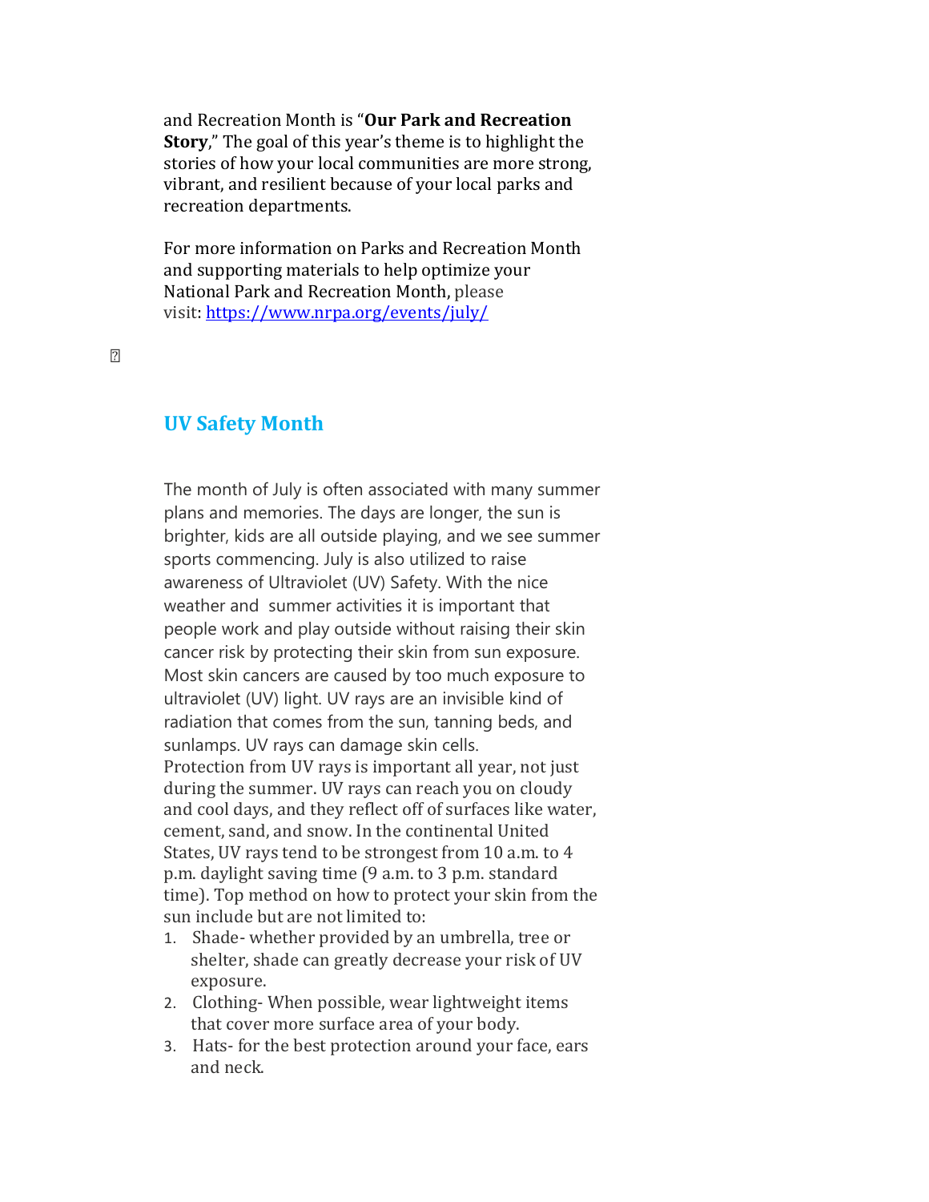and Recreation Month is "**Our Park and Recreation Story**," The goal of this year's theme is to highlight the stories of how your local communities are more strong, vibrant, and resilient because of your local parks and recreation departments.

For more information on Parks and Recreation Month and supporting materials to help optimize your National Park and Recreation Month, please visit: https://www.nrpa.org/events/july/

## UV Safety Month

The month of July is often associated with many summer plans and memories. The days are longer, the sun is brighter, kids are all outside playing, and we see summer sports commencing. July is also utilized to raise awareness of Ultraviolet (UV) Safety. With the nice weather and summer activities it is important that people work and play outside without raising their skin cancer risk by protecting their skin from sun exposure. Most skin cancers are caused by too much exposure to ultraviolet (UV) light. UV rays are an invisible kind of radiation that comes from the sun, tanning beds, and sunlamps. UV rays can damage skin cells.
Protection from UV rays is important all year, not just during the summer. UV rays can reach you on cloudy and cool days, and they reflect off of surfaces like water, cement, sand, and snow. In the continental United States, UV rays tend to be strongest from 10 a.m. to 4 p.m. daylight saving time (9 a.m. to 3 p.m. standard time). Top method on how to protect your skin from the sun include but are not limited to:

1. Shade- whether provided by an umbrella, tree or shelter, shade can greatly decrease your risk of UV exposure.
2. Clothing- When possible, wear lightweight items that cover more surface area of your body.
3. Hats- for the best protection around your face, ears and neck.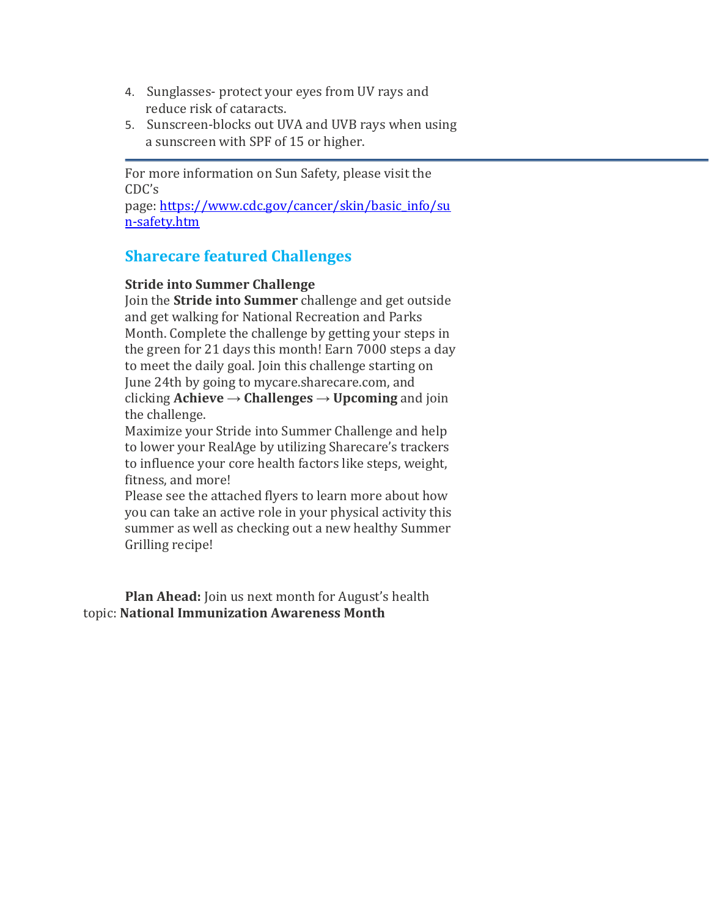4. Sunglasses- protect your eyes from UV rays and reduce risk of cataracts.
5. Sunscreen-blocks out UVA and UVB rays when using a sunscreen with SPF of 15 or higher.

---

For more information on Sun Safety, please visit the CDC's page: [https://www.cdc.gov/cancer/skin/basic_info/sun-safety.htm](https://www.cdc.gov/cancer/skin/basic_info/sun-safety.htm)

## Sharecare featured Challenges

**Stride into Summer Challenge**

Join the **Stride into Summer** challenge and get outside and get walking for National Recreation and Parks Month. Complete the challenge by getting your steps in the green for 21 days this month! Earn 7000 steps a day to meet the daily goal. Join this challenge starting on June 24th by going to mycare.sharecare.com, and clicking **Achieve** → **Challenges** → **Upcoming** and join the challenge.

Maximize your Stride into Summer Challenge and help to lower your RealAge by utilizing Sharecare's trackers to influence your core health factors like steps, weight, fitness, and more!

Please see the attached flyers to learn more about how you can take an active role in your physical activity this summer as well as checking out a new healthy Summer Grilling recipe!

**Plan Ahead:** Join us next month for August's health topic: **National Immunization Awareness Month**